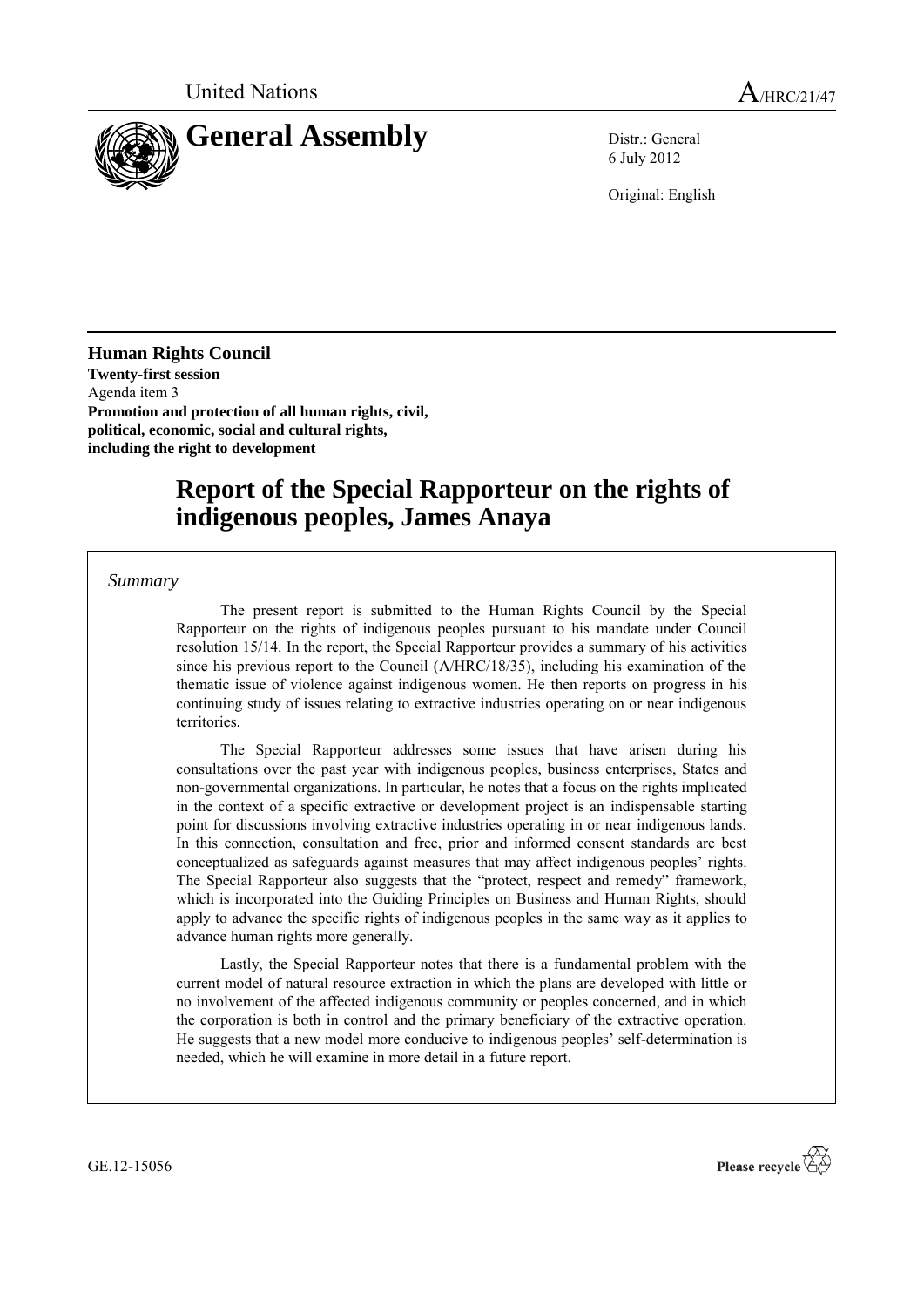United Nations A/HRC/21/47

# General Assembly

Distr.: General
6 July 2012

Original: English

**Human Rights Council**
**Twenty-first session**
Agenda item 3
**Promotion and protection of all human rights, civil, political, economic, social and cultural rights, including the right to development**

# Report of the Special Rapporteur on the rights of indigenous peoples, James Anaya

*Summary*

The present report is submitted to the Human Rights Council by the Special Rapporteur on the rights of indigenous peoples pursuant to his mandate under Council resolution 15/14. In the report, the Special Rapporteur provides a summary of his activities since his previous report to the Council (A/HRC/18/35), including his examination of the thematic issue of violence against indigenous women. He then reports on progress in his continuing study of issues relating to extractive industries operating on or near indigenous territories.

The Special Rapporteur addresses some issues that have arisen during his consultations over the past year with indigenous peoples, business enterprises, States and non-governmental organizations. In particular, he notes that a focus on the rights implicated in the context of a specific extractive or development project is an indispensable starting point for discussions involving extractive industries operating in or near indigenous lands. In this connection, consultation and free, prior and informed consent standards are best conceptualized as safeguards against measures that may affect indigenous peoples' rights. The Special Rapporteur also suggests that the "protect, respect and remedy" framework, which is incorporated into the Guiding Principles on Business and Human Rights, should apply to advance the specific rights of indigenous peoples in the same way as it applies to advance human rights more generally.

Lastly, the Special Rapporteur notes that there is a fundamental problem with the current model of natural resource extraction in which the plans are developed with little or no involvement of the affected indigenous community or peoples concerned, and in which the corporation is both in control and the primary beneficiary of the extractive operation. He suggests that a new model more conducive to indigenous peoples' self-determination is needed, which he will examine in more detail in a future report.

GE.12-15056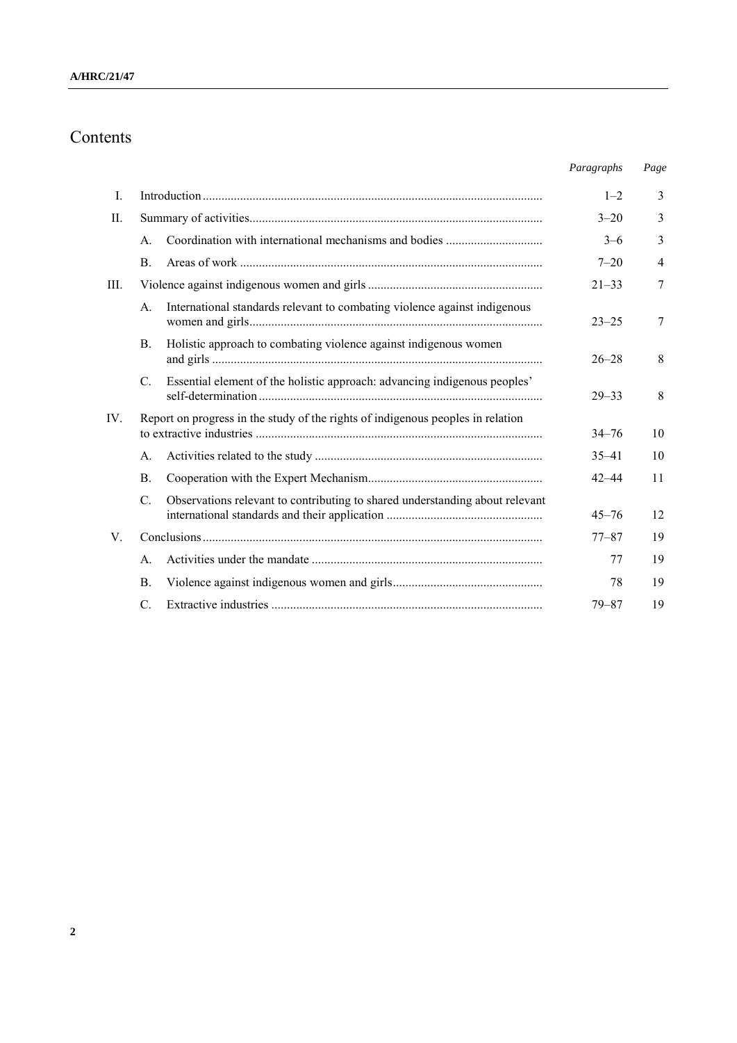# Contents

| | | | Paragraphs | Page |
|---|---|---|---|---|
| I. | Introduction | | 1–2 | 3 |
| II. | Summary of activities | | 3–20 | 3 |
| | A. | Coordination with international mechanisms and bodies | 3–6 | 3 |
| | B. | Areas of work | 7–20 | 4 |
| III. | Violence against indigenous women and girls | | 21–33 | 7 |
| | A. | International standards relevant to combating violence against indigenous women and girls | 23–25 | 7 |
| | B. | Holistic approach to combating violence against indigenous women and girls | 26–28 | 8 |
| | C. | Essential element of the holistic approach: advancing indigenous peoples' self-determination | 29–33 | 8 |
| IV. | Report on progress in the study of the rights of indigenous peoples in relation to extractive industries | | 34–76 | 10 |
| | A. | Activities related to the study | 35–41 | 10 |
| | B. | Cooperation with the Expert Mechanism | 42–44 | 11 |
| | C. | Observations relevant to contributing to shared understanding about relevant international standards and their application | 45–76 | 12 |
| V. | Conclusions | | 77–87 | 19 |
| | A. | Activities under the mandate | 77 | 19 |
| | B. | Violence against indigenous women and girls | 78 | 19 |
| | C. | Extractive industries | 79–87 | 19 |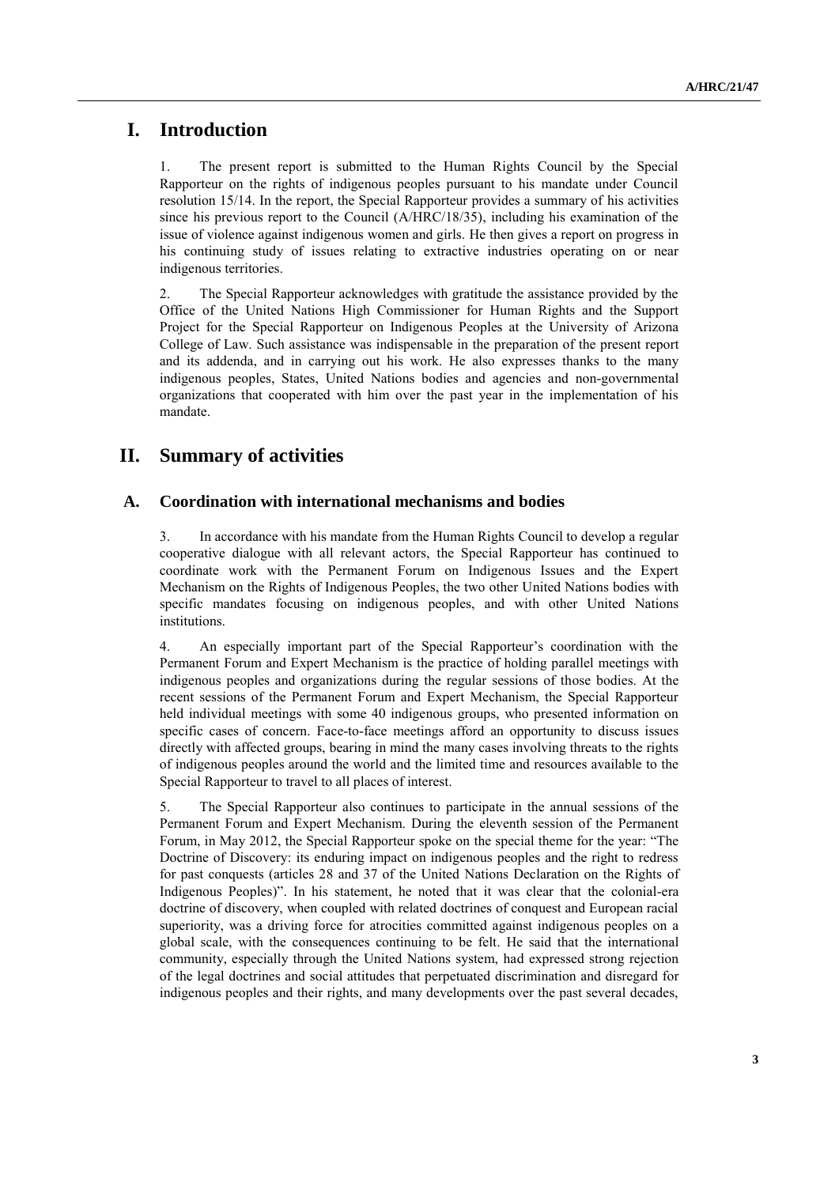# I. Introduction

1. The present report is submitted to the Human Rights Council by the Special Rapporteur on the rights of indigenous peoples pursuant to his mandate under Council resolution 15/14. In the report, the Special Rapporteur provides a summary of his activities since his previous report to the Council (A/HRC/18/35), including his examination of the issue of violence against indigenous women and girls. He then gives a report on progress in his continuing study of issues relating to extractive industries operating on or near indigenous territories.

2. The Special Rapporteur acknowledges with gratitude the assistance provided by the Office of the United Nations High Commissioner for Human Rights and the Support Project for the Special Rapporteur on Indigenous Peoples at the University of Arizona College of Law. Such assistance was indispensable in the preparation of the present report and its addenda, and in carrying out his work. He also expresses thanks to the many indigenous peoples, States, United Nations bodies and agencies and non-governmental organizations that cooperated with him over the past year in the implementation of his mandate.

# II. Summary of activities

## A. Coordination with international mechanisms and bodies

3. In accordance with his mandate from the Human Rights Council to develop a regular cooperative dialogue with all relevant actors, the Special Rapporteur has continued to coordinate work with the Permanent Forum on Indigenous Issues and the Expert Mechanism on the Rights of Indigenous Peoples, the two other United Nations bodies with specific mandates focusing on indigenous peoples, and with other United Nations institutions.

4. An especially important part of the Special Rapporteur's coordination with the Permanent Forum and Expert Mechanism is the practice of holding parallel meetings with indigenous peoples and organizations during the regular sessions of those bodies. At the recent sessions of the Permanent Forum and Expert Mechanism, the Special Rapporteur held individual meetings with some 40 indigenous groups, who presented information on specific cases of concern. Face-to-face meetings afford an opportunity to discuss issues directly with affected groups, bearing in mind the many cases involving threats to the rights of indigenous peoples around the world and the limited time and resources available to the Special Rapporteur to travel to all places of interest.

5. The Special Rapporteur also continues to participate in the annual sessions of the Permanent Forum and Expert Mechanism. During the eleventh session of the Permanent Forum, in May 2012, the Special Rapporteur spoke on the special theme for the year: "The Doctrine of Discovery: its enduring impact on indigenous peoples and the right to redress for past conquests (articles 28 and 37 of the United Nations Declaration on the Rights of Indigenous Peoples)". In his statement, he noted that it was clear that the colonial-era doctrine of discovery, when coupled with related doctrines of conquest and European racial superiority, was a driving force for atrocities committed against indigenous peoples on a global scale, with the consequences continuing to be felt. He said that the international community, especially through the United Nations system, had expressed strong rejection of the legal doctrines and social attitudes that perpetuated discrimination and disregard for indigenous peoples and their rights, and many developments over the past several decades,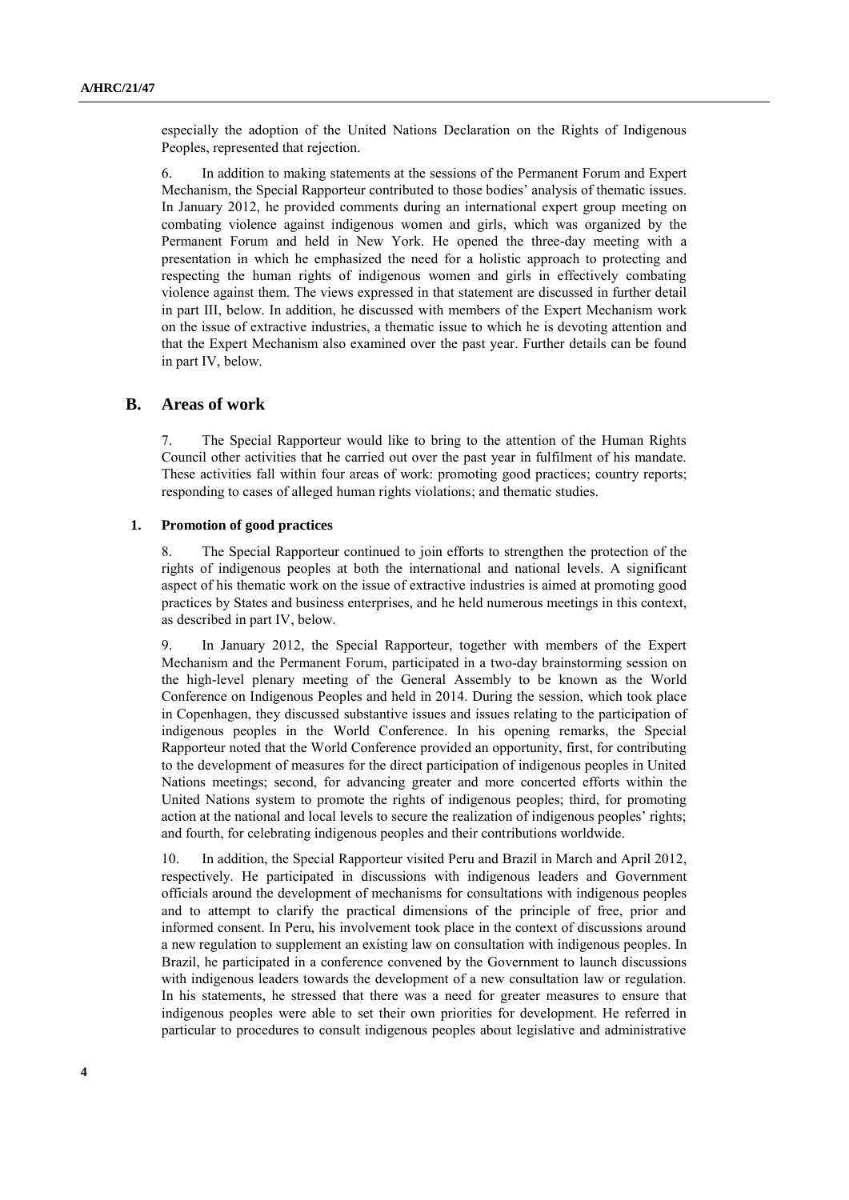especially the adoption of the United Nations Declaration on the Rights of Indigenous Peoples, represented that rejection.

6. In addition to making statements at the sessions of the Permanent Forum and Expert Mechanism, the Special Rapporteur contributed to those bodies' analysis of thematic issues. In January 2012, he provided comments during an international expert group meeting on combating violence against indigenous women and girls, which was organized by the Permanent Forum and held in New York. He opened the three-day meeting with a presentation in which he emphasized the need for a holistic approach to protecting and respecting the human rights of indigenous women and girls in effectively combating violence against them. The views expressed in that statement are discussed in further detail in part III, below. In addition, he discussed with members of the Expert Mechanism work on the issue of extractive industries, a thematic issue to which he is devoting attention and that the Expert Mechanism also examined over the past year. Further details can be found in part IV, below.

## B. Areas of work

7. The Special Rapporteur would like to bring to the attention of the Human Rights Council other activities that he carried out over the past year in fulfilment of his mandate. These activities fall within four areas of work: promoting good practices; country reports; responding to cases of alleged human rights violations; and thematic studies.

### 1. Promotion of good practices

8. The Special Rapporteur continued to join efforts to strengthen the protection of the rights of indigenous peoples at both the international and national levels. A significant aspect of his thematic work on the issue of extractive industries is aimed at promoting good practices by States and business enterprises, and he held numerous meetings in this context, as described in part IV, below.

9. In January 2012, the Special Rapporteur, together with members of the Expert Mechanism and the Permanent Forum, participated in a two-day brainstorming session on the high-level plenary meeting of the General Assembly to be known as the World Conference on Indigenous Peoples and held in 2014. During the session, which took place in Copenhagen, they discussed substantive issues and issues relating to the participation of indigenous peoples in the World Conference. In his opening remarks, the Special Rapporteur noted that the World Conference provided an opportunity, first, for contributing to the development of measures for the direct participation of indigenous peoples in United Nations meetings; second, for advancing greater and more concerted efforts within the United Nations system to promote the rights of indigenous peoples; third, for promoting action at the national and local levels to secure the realization of indigenous peoples' rights; and fourth, for celebrating indigenous peoples and their contributions worldwide.

10. In addition, the Special Rapporteur visited Peru and Brazil in March and April 2012, respectively. He participated in discussions with indigenous leaders and Government officials around the development of mechanisms for consultations with indigenous peoples and to attempt to clarify the practical dimensions of the principle of free, prior and informed consent. In Peru, his involvement took place in the context of discussions around a new regulation to supplement an existing law on consultation with indigenous peoples. In Brazil, he participated in a conference convened by the Government to launch discussions with indigenous leaders towards the development of a new consultation law or regulation. In his statements, he stressed that there was a need for greater measures to ensure that indigenous peoples were able to set their own priorities for development. He referred in particular to procedures to consult indigenous peoples about legislative and administrative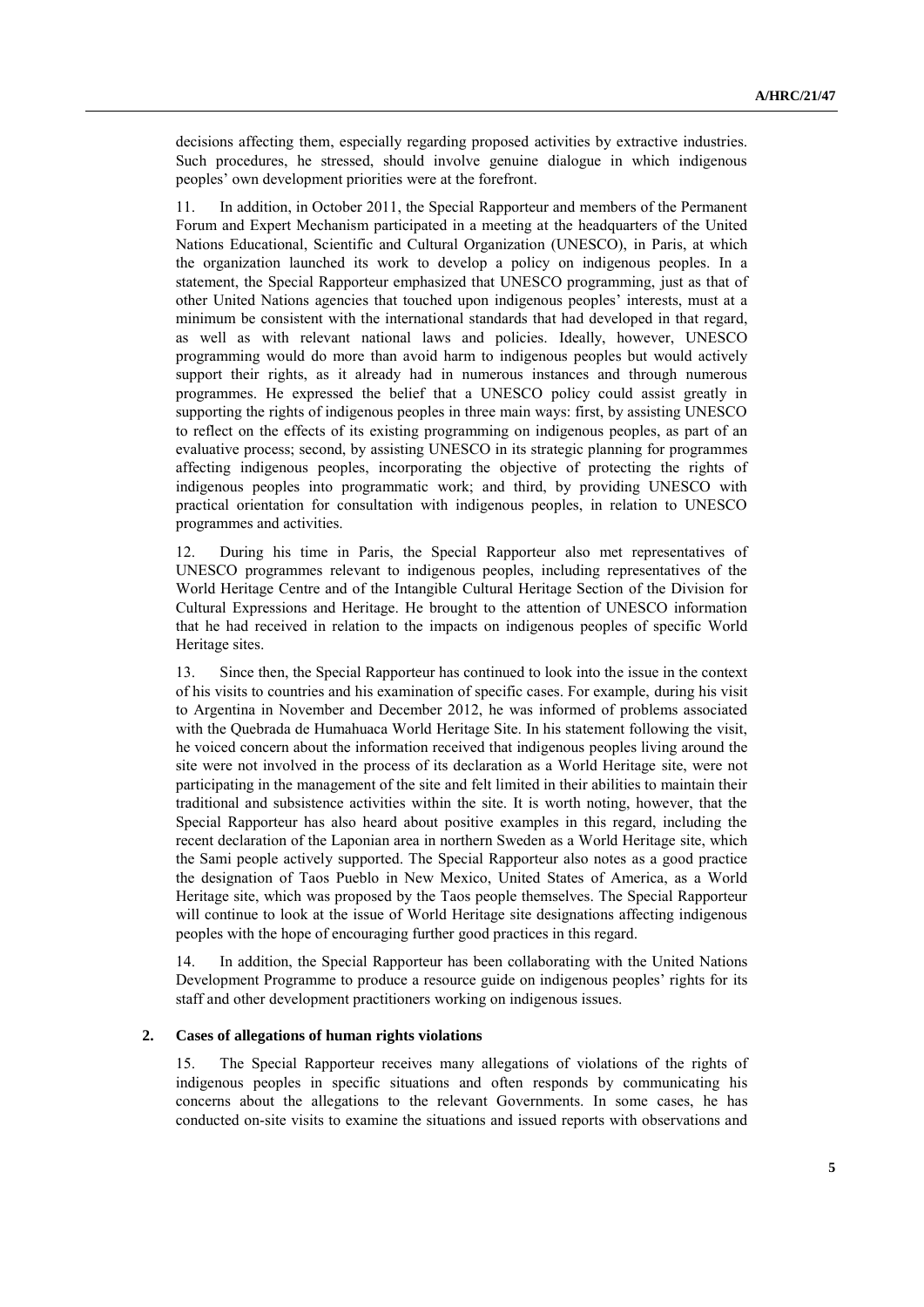decisions affecting them, especially regarding proposed activities by extractive industries. Such procedures, he stressed, should involve genuine dialogue in which indigenous peoples' own development priorities were at the forefront.

11. In addition, in October 2011, the Special Rapporteur and members of the Permanent Forum and Expert Mechanism participated in a meeting at the headquarters of the United Nations Educational, Scientific and Cultural Organization (UNESCO), in Paris, at which the organization launched its work to develop a policy on indigenous peoples. In a statement, the Special Rapporteur emphasized that UNESCO programming, just as that of other United Nations agencies that touched upon indigenous peoples' interests, must at a minimum be consistent with the international standards that had developed in that regard, as well as with relevant national laws and policies. Ideally, however, UNESCO programming would do more than avoid harm to indigenous peoples but would actively support their rights, as it already had in numerous instances and through numerous programmes. He expressed the belief that a UNESCO policy could assist greatly in supporting the rights of indigenous peoples in three main ways: first, by assisting UNESCO to reflect on the effects of its existing programming on indigenous peoples, as part of an evaluative process; second, by assisting UNESCO in its strategic planning for programmes affecting indigenous peoples, incorporating the objective of protecting the rights of indigenous peoples into programmatic work; and third, by providing UNESCO with practical orientation for consultation with indigenous peoples, in relation to UNESCO programmes and activities.

12. During his time in Paris, the Special Rapporteur also met representatives of UNESCO programmes relevant to indigenous peoples, including representatives of the World Heritage Centre and of the Intangible Cultural Heritage Section of the Division for Cultural Expressions and Heritage. He brought to the attention of UNESCO information that he had received in relation to the impacts on indigenous peoples of specific World Heritage sites.

13. Since then, the Special Rapporteur has continued to look into the issue in the context of his visits to countries and his examination of specific cases. For example, during his visit to Argentina in November and December 2012, he was informed of problems associated with the Quebrada de Humahuaca World Heritage Site. In his statement following the visit, he voiced concern about the information received that indigenous peoples living around the site were not involved in the process of its declaration as a World Heritage site, were not participating in the management of the site and felt limited in their abilities to maintain their traditional and subsistence activities within the site. It is worth noting, however, that the Special Rapporteur has also heard about positive examples in this regard, including the recent declaration of the Laponian area in northern Sweden as a World Heritage site, which the Sami people actively supported. The Special Rapporteur also notes as a good practice the designation of Taos Pueblo in New Mexico, United States of America, as a World Heritage site, which was proposed by the Taos people themselves. The Special Rapporteur will continue to look at the issue of World Heritage site designations affecting indigenous peoples with the hope of encouraging further good practices in this regard.

14. In addition, the Special Rapporteur has been collaborating with the United Nations Development Programme to produce a resource guide on indigenous peoples' rights for its staff and other development practitioners working on indigenous issues.

### 2. Cases of allegations of human rights violations

15. The Special Rapporteur receives many allegations of violations of the rights of indigenous peoples in specific situations and often responds by communicating his concerns about the allegations to the relevant Governments. In some cases, he has conducted on-site visits to examine the situations and issued reports with observations and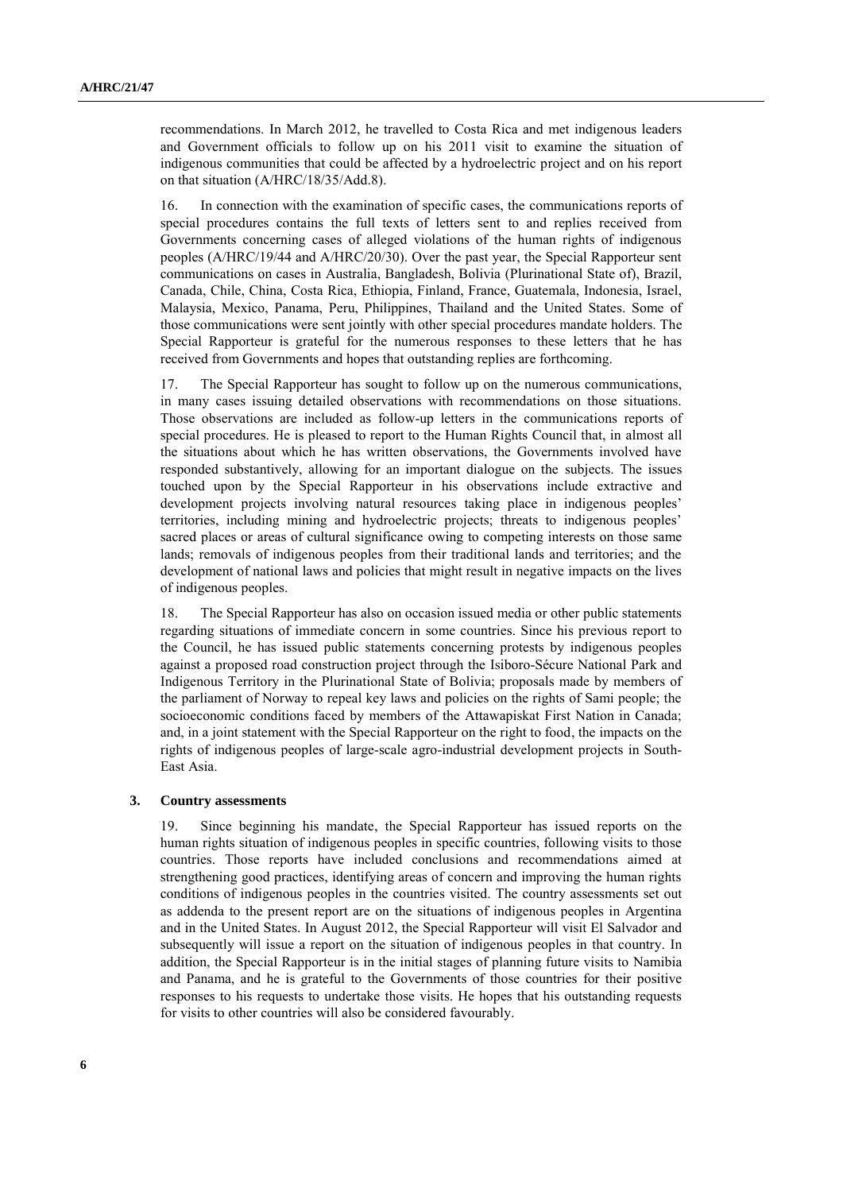recommendations. In March 2012, he travelled to Costa Rica and met indigenous leaders and Government officials to follow up on his 2011 visit to examine the situation of indigenous communities that could be affected by a hydroelectric project and on his report on that situation (A/HRC/18/35/Add.8).

16. In connection with the examination of specific cases, the communications reports of special procedures contains the full texts of letters sent to and replies received from Governments concerning cases of alleged violations of the human rights of indigenous peoples (A/HRC/19/44 and A/HRC/20/30). Over the past year, the Special Rapporteur sent communications on cases in Australia, Bangladesh, Bolivia (Plurinational State of), Brazil, Canada, Chile, China, Costa Rica, Ethiopia, Finland, France, Guatemala, Indonesia, Israel, Malaysia, Mexico, Panama, Peru, Philippines, Thailand and the United States. Some of those communications were sent jointly with other special procedures mandate holders. The Special Rapporteur is grateful for the numerous responses to these letters that he has received from Governments and hopes that outstanding replies are forthcoming.

17. The Special Rapporteur has sought to follow up on the numerous communications, in many cases issuing detailed observations with recommendations on those situations. Those observations are included as follow-up letters in the communications reports of special procedures. He is pleased to report to the Human Rights Council that, in almost all the situations about which he has written observations, the Governments involved have responded substantively, allowing for an important dialogue on the subjects. The issues touched upon by the Special Rapporteur in his observations include extractive and development projects involving natural resources taking place in indigenous peoples' territories, including mining and hydroelectric projects; threats to indigenous peoples' sacred places or areas of cultural significance owing to competing interests on those same lands; removals of indigenous peoples from their traditional lands and territories; and the development of national laws and policies that might result in negative impacts on the lives of indigenous peoples.

18. The Special Rapporteur has also on occasion issued media or other public statements regarding situations of immediate concern in some countries. Since his previous report to the Council, he has issued public statements concerning protests by indigenous peoples against a proposed road construction project through the Isiboro-Sécure National Park and Indigenous Territory in the Plurinational State of Bolivia; proposals made by members of the parliament of Norway to repeal key laws and policies on the rights of Sami people; the socioeconomic conditions faced by members of the Attawapiskat First Nation in Canada; and, in a joint statement with the Special Rapporteur on the right to food, the impacts on the rights of indigenous peoples of large-scale agro-industrial development projects in South-East Asia.

### 3. Country assessments

19. Since beginning his mandate, the Special Rapporteur has issued reports on the human rights situation of indigenous peoples in specific countries, following visits to those countries. Those reports have included conclusions and recommendations aimed at strengthening good practices, identifying areas of concern and improving the human rights conditions of indigenous peoples in the countries visited. The country assessments set out as addenda to the present report are on the situations of indigenous peoples in Argentina and in the United States. In August 2012, the Special Rapporteur will visit El Salvador and subsequently will issue a report on the situation of indigenous peoples in that country. In addition, the Special Rapporteur is in the initial stages of planning future visits to Namibia and Panama, and he is grateful to the Governments of those countries for their positive responses to his requests to undertake those visits. He hopes that his outstanding requests for visits to other countries will also be considered favourably.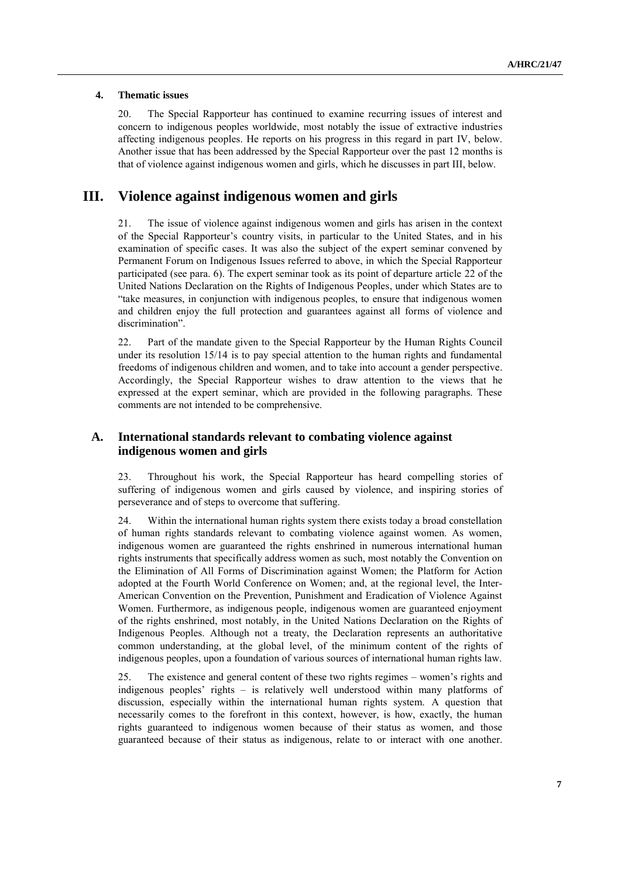#### 4. Thematic issues

20. The Special Rapporteur has continued to examine recurring issues of interest and concern to indigenous peoples worldwide, most notably the issue of extractive industries affecting indigenous peoples. He reports on his progress in this regard in part IV, below. Another issue that has been addressed by the Special Rapporteur over the past 12 months is that of violence against indigenous women and girls, which he discusses in part III, below.

# III. Violence against indigenous women and girls

21. The issue of violence against indigenous women and girls has arisen in the context of the Special Rapporteur's country visits, in particular to the United States, and in his examination of specific cases. It was also the subject of the expert seminar convened by Permanent Forum on Indigenous Issues referred to above, in which the Special Rapporteur participated (see para. 6). The expert seminar took as its point of departure article 22 of the United Nations Declaration on the Rights of Indigenous Peoples, under which States are to "take measures, in conjunction with indigenous peoples, to ensure that indigenous women and children enjoy the full protection and guarantees against all forms of violence and discrimination".

22. Part of the mandate given to the Special Rapporteur by the Human Rights Council under its resolution 15/14 is to pay special attention to the human rights and fundamental freedoms of indigenous children and women, and to take into account a gender perspective. Accordingly, the Special Rapporteur wishes to draw attention to the views that he expressed at the expert seminar, which are provided in the following paragraphs. These comments are not intended to be comprehensive.

## A. International standards relevant to combating violence against indigenous women and girls

23. Throughout his work, the Special Rapporteur has heard compelling stories of suffering of indigenous women and girls caused by violence, and inspiring stories of perseverance and of steps to overcome that suffering.

24. Within the international human rights system there exists today a broad constellation of human rights standards relevant to combating violence against women. As women, indigenous women are guaranteed the rights enshrined in numerous international human rights instruments that specifically address women as such, most notably the Convention on the Elimination of All Forms of Discrimination against Women; the Platform for Action adopted at the Fourth World Conference on Women; and, at the regional level, the Inter-American Convention on the Prevention, Punishment and Eradication of Violence Against Women. Furthermore, as indigenous people, indigenous women are guaranteed enjoyment of the rights enshrined, most notably, in the United Nations Declaration on the Rights of Indigenous Peoples. Although not a treaty, the Declaration represents an authoritative common understanding, at the global level, of the minimum content of the rights of indigenous peoples, upon a foundation of various sources of international human rights law.

25. The existence and general content of these two rights regimes – women's rights and indigenous peoples' rights – is relatively well understood within many platforms of discussion, especially within the international human rights system. A question that necessarily comes to the forefront in this context, however, is how, exactly, the human rights guaranteed to indigenous women because of their status as women, and those guaranteed because of their status as indigenous, relate to or interact with one another.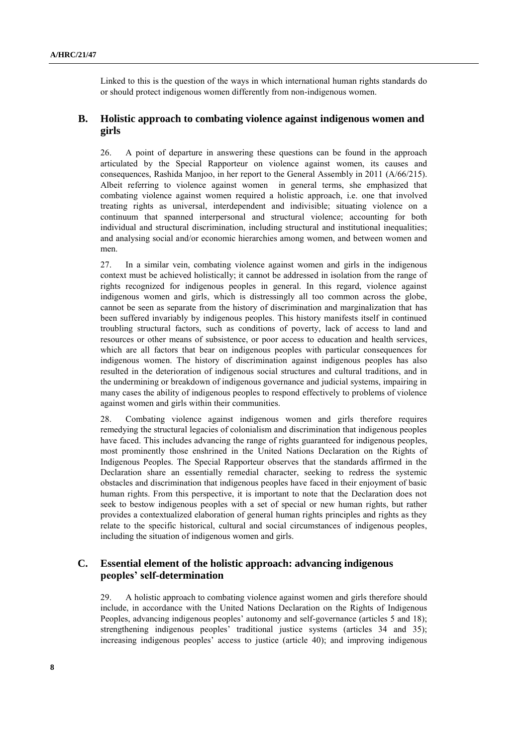Linked to this is the question of the ways in which international human rights standards do or should protect indigenous women differently from non-indigenous women.

## B. Holistic approach to combating violence against indigenous women and girls

26. A point of departure in answering these questions can be found in the approach articulated by the Special Rapporteur on violence against women, its causes and consequences, Rashida Manjoo, in her report to the General Assembly in 2011 (A/66/215). Albeit referring to violence against women in general terms, she emphasized that combating violence against women required a holistic approach, i.e. one that involved treating rights as universal, interdependent and indivisible; situating violence on a continuum that spanned interpersonal and structural violence; accounting for both individual and structural discrimination, including structural and institutional inequalities; and analysing social and/or economic hierarchies among women, and between women and men.

27. In a similar vein, combating violence against women and girls in the indigenous context must be achieved holistically; it cannot be addressed in isolation from the range of rights recognized for indigenous peoples in general. In this regard, violence against indigenous women and girls, which is distressingly all too common across the globe, cannot be seen as separate from the history of discrimination and marginalization that has been suffered invariably by indigenous peoples. This history manifests itself in continued troubling structural factors, such as conditions of poverty, lack of access to land and resources or other means of subsistence, or poor access to education and health services, which are all factors that bear on indigenous peoples with particular consequences for indigenous women. The history of discrimination against indigenous peoples has also resulted in the deterioration of indigenous social structures and cultural traditions, and in the undermining or breakdown of indigenous governance and judicial systems, impairing in many cases the ability of indigenous peoples to respond effectively to problems of violence against women and girls within their communities.

28. Combating violence against indigenous women and girls therefore requires remedying the structural legacies of colonialism and discrimination that indigenous peoples have faced. This includes advancing the range of rights guaranteed for indigenous peoples, most prominently those enshrined in the United Nations Declaration on the Rights of Indigenous Peoples. The Special Rapporteur observes that the standards affirmed in the Declaration share an essentially remedial character, seeking to redress the systemic obstacles and discrimination that indigenous peoples have faced in their enjoyment of basic human rights. From this perspective, it is important to note that the Declaration does not seek to bestow indigenous peoples with a set of special or new human rights, but rather provides a contextualized elaboration of general human rights principles and rights as they relate to the specific historical, cultural and social circumstances of indigenous peoples, including the situation of indigenous women and girls.

## C. Essential element of the holistic approach: advancing indigenous peoples' self-determination

29. A holistic approach to combating violence against women and girls therefore should include, in accordance with the United Nations Declaration on the Rights of Indigenous Peoples, advancing indigenous peoples' autonomy and self-governance (articles 5 and 18); strengthening indigenous peoples' traditional justice systems (articles 34 and 35); increasing indigenous peoples' access to justice (article 40); and improving indigenous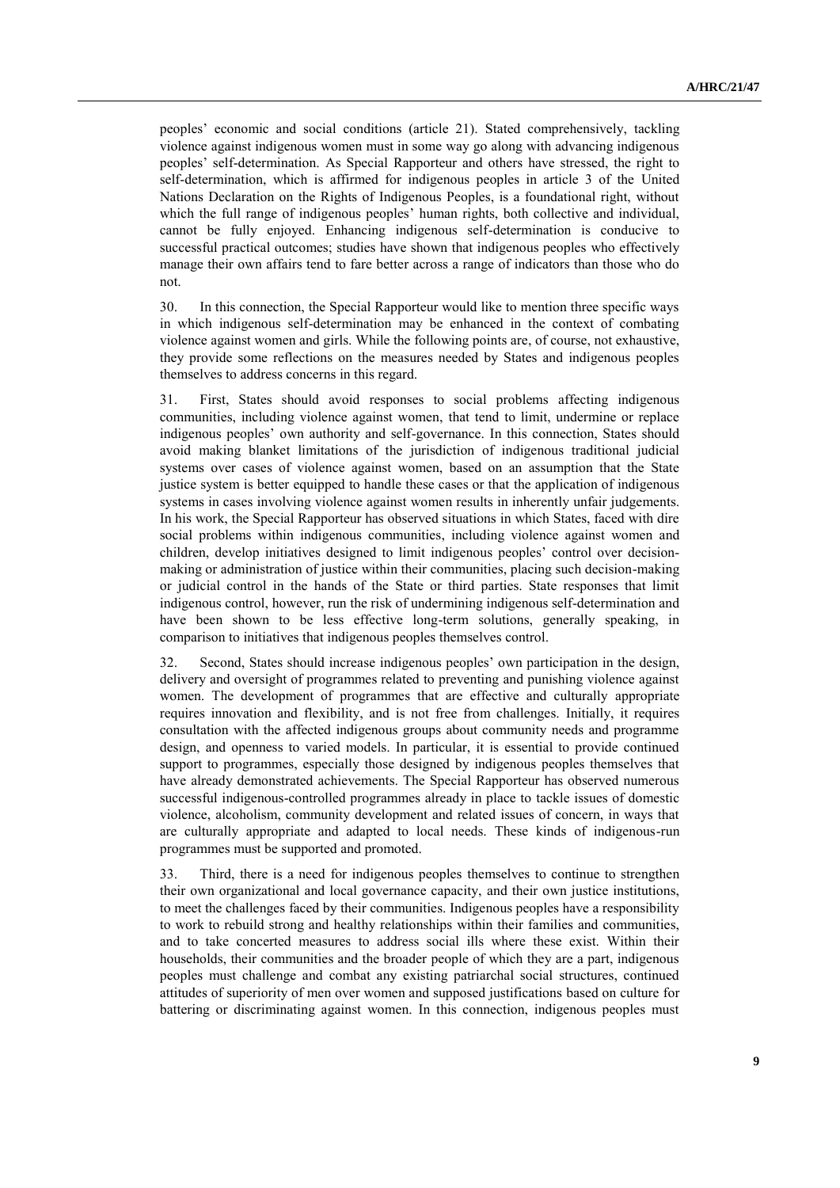peoples' economic and social conditions (article 21). Stated comprehensively, tackling violence against indigenous women must in some way go along with advancing indigenous peoples' self-determination. As Special Rapporteur and others have stressed, the right to self-determination, which is affirmed for indigenous peoples in article 3 of the United Nations Declaration on the Rights of Indigenous Peoples, is a foundational right, without which the full range of indigenous peoples' human rights, both collective and individual, cannot be fully enjoyed. Enhancing indigenous self-determination is conducive to successful practical outcomes; studies have shown that indigenous peoples who effectively manage their own affairs tend to fare better across a range of indicators than those who do not.

30. In this connection, the Special Rapporteur would like to mention three specific ways in which indigenous self-determination may be enhanced in the context of combating violence against women and girls. While the following points are, of course, not exhaustive, they provide some reflections on the measures needed by States and indigenous peoples themselves to address concerns in this regard.

31. First, States should avoid responses to social problems affecting indigenous communities, including violence against women, that tend to limit, undermine or replace indigenous peoples' own authority and self-governance. In this connection, States should avoid making blanket limitations of the jurisdiction of indigenous traditional judicial systems over cases of violence against women, based on an assumption that the State justice system is better equipped to handle these cases or that the application of indigenous systems in cases involving violence against women results in inherently unfair judgements. In his work, the Special Rapporteur has observed situations in which States, faced with dire social problems within indigenous communities, including violence against women and children, develop initiatives designed to limit indigenous peoples' control over decision-making or administration of justice within their communities, placing such decision-making or judicial control in the hands of the State or third parties. State responses that limit indigenous control, however, run the risk of undermining indigenous self-determination and have been shown to be less effective long-term solutions, generally speaking, in comparison to initiatives that indigenous peoples themselves control.

32. Second, States should increase indigenous peoples' own participation in the design, delivery and oversight of programmes related to preventing and punishing violence against women. The development of programmes that are effective and culturally appropriate requires innovation and flexibility, and is not free from challenges. Initially, it requires consultation with the affected indigenous groups about community needs and programme design, and openness to varied models. In particular, it is essential to provide continued support to programmes, especially those designed by indigenous peoples themselves that have already demonstrated achievements. The Special Rapporteur has observed numerous successful indigenous-controlled programmes already in place to tackle issues of domestic violence, alcoholism, community development and related issues of concern, in ways that are culturally appropriate and adapted to local needs. These kinds of indigenous-run programmes must be supported and promoted.

33. Third, there is a need for indigenous peoples themselves to continue to strengthen their own organizational and local governance capacity, and their own justice institutions, to meet the challenges faced by their communities. Indigenous peoples have a responsibility to work to rebuild strong and healthy relationships within their families and communities, and to take concerted measures to address social ills where these exist. Within their households, their communities and the broader people of which they are a part, indigenous peoples must challenge and combat any existing patriarchal social structures, continued attitudes of superiority of men over women and supposed justifications based on culture for battering or discriminating against women. In this connection, indigenous peoples must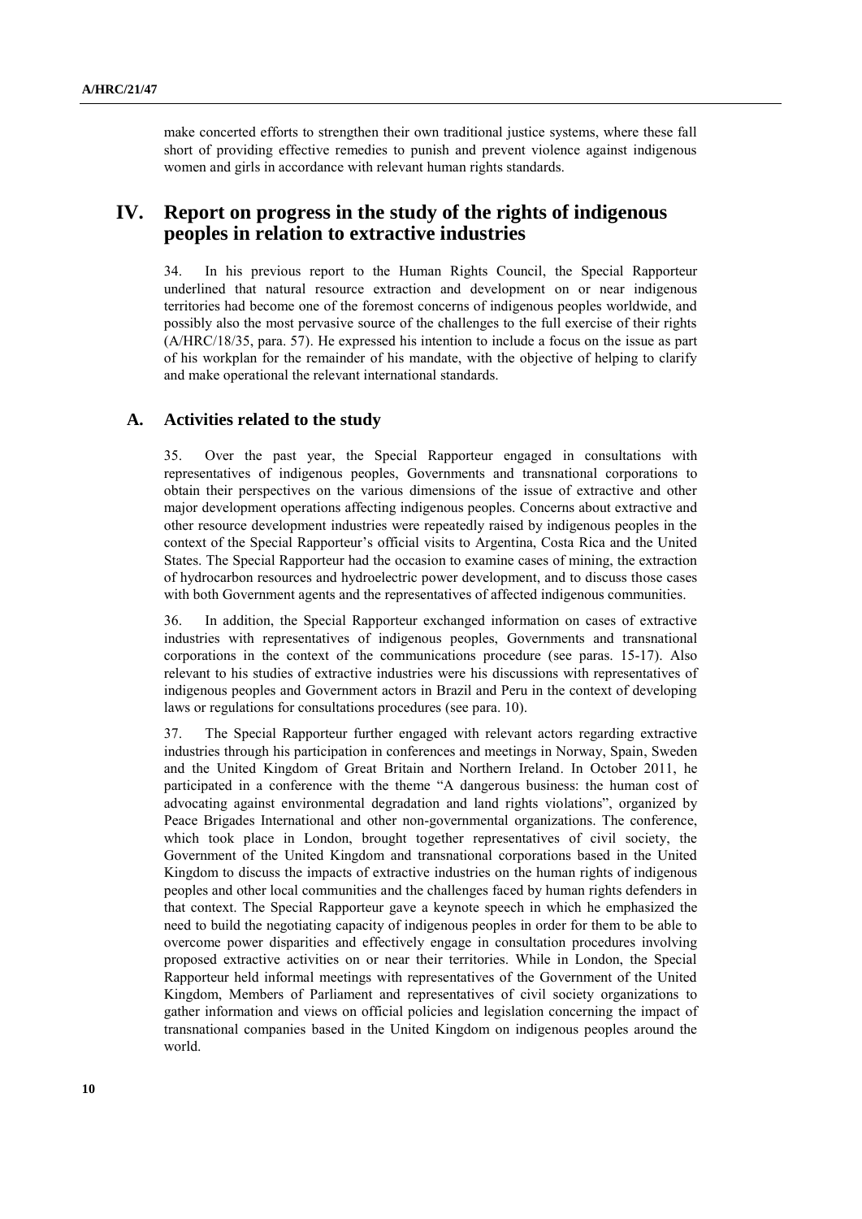make concerted efforts to strengthen their own traditional justice systems, where these fall short of providing effective remedies to punish and prevent violence against indigenous women and girls in accordance with relevant human rights standards.

# IV. Report on progress in the study of the rights of indigenous peoples in relation to extractive industries

34. In his previous report to the Human Rights Council, the Special Rapporteur underlined that natural resource extraction and development on or near indigenous territories had become one of the foremost concerns of indigenous peoples worldwide, and possibly also the most pervasive source of the challenges to the full exercise of their rights (A/HRC/18/35, para. 57). He expressed his intention to include a focus on the issue as part of his workplan for the remainder of his mandate, with the objective of helping to clarify and make operational the relevant international standards.

## A. Activities related to the study

35. Over the past year, the Special Rapporteur engaged in consultations with representatives of indigenous peoples, Governments and transnational corporations to obtain their perspectives on the various dimensions of the issue of extractive and other major development operations affecting indigenous peoples. Concerns about extractive and other resource development industries were repeatedly raised by indigenous peoples in the context of the Special Rapporteur's official visits to Argentina, Costa Rica and the United States. The Special Rapporteur had the occasion to examine cases of mining, the extraction of hydrocarbon resources and hydroelectric power development, and to discuss those cases with both Government agents and the representatives of affected indigenous communities.

36. In addition, the Special Rapporteur exchanged information on cases of extractive industries with representatives of indigenous peoples, Governments and transnational corporations in the context of the communications procedure (see paras. 15-17). Also relevant to his studies of extractive industries were his discussions with representatives of indigenous peoples and Government actors in Brazil and Peru in the context of developing laws or regulations for consultations procedures (see para. 10).

37. The Special Rapporteur further engaged with relevant actors regarding extractive industries through his participation in conferences and meetings in Norway, Spain, Sweden and the United Kingdom of Great Britain and Northern Ireland. In October 2011, he participated in a conference with the theme "A dangerous business: the human cost of advocating against environmental degradation and land rights violations", organized by Peace Brigades International and other non-governmental organizations. The conference, which took place in London, brought together representatives of civil society, the Government of the United Kingdom and transnational corporations based in the United Kingdom to discuss the impacts of extractive industries on the human rights of indigenous peoples and other local communities and the challenges faced by human rights defenders in that context. The Special Rapporteur gave a keynote speech in which he emphasized the need to build the negotiating capacity of indigenous peoples in order for them to be able to overcome power disparities and effectively engage in consultation procedures involving proposed extractive activities on or near their territories. While in London, the Special Rapporteur held informal meetings with representatives of the Government of the United Kingdom, Members of Parliament and representatives of civil society organizations to gather information and views on official policies and legislation concerning the impact of transnational companies based in the United Kingdom on indigenous peoples around the world.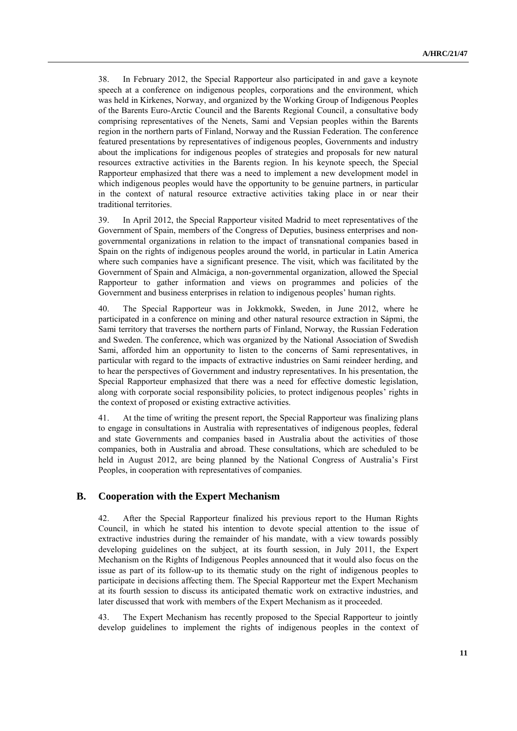38. In February 2012, the Special Rapporteur also participated in and gave a keynote speech at a conference on indigenous peoples, corporations and the environment, which was held in Kirkenes, Norway, and organized by the Working Group of Indigenous Peoples of the Barents Euro-Arctic Council and the Barents Regional Council, a consultative body comprising representatives of the Nenets, Sami and Vepsian peoples within the Barents region in the northern parts of Finland, Norway and the Russian Federation. The conference featured presentations by representatives of indigenous peoples, Governments and industry about the implications for indigenous peoples of strategies and proposals for new natural resources extractive activities in the Barents region. In his keynote speech, the Special Rapporteur emphasized that there was a need to implement a new development model in which indigenous peoples would have the opportunity to be genuine partners, in particular in the context of natural resource extractive activities taking place in or near their traditional territories.

39. In April 2012, the Special Rapporteur visited Madrid to meet representatives of the Government of Spain, members of the Congress of Deputies, business enterprises and non-governmental organizations in relation to the impact of transnational companies based in Spain on the rights of indigenous peoples around the world, in particular in Latin America where such companies have a significant presence. The visit, which was facilitated by the Government of Spain and Almáciga, a non-governmental organization, allowed the Special Rapporteur to gather information and views on programmes and policies of the Government and business enterprises in relation to indigenous peoples' human rights.

40. The Special Rapporteur was in Jokkmokk, Sweden, in June 2012, where he participated in a conference on mining and other natural resource extraction in Sápmi, the Sami territory that traverses the northern parts of Finland, Norway, the Russian Federation and Sweden. The conference, which was organized by the National Association of Swedish Sami, afforded him an opportunity to listen to the concerns of Sami representatives, in particular with regard to the impacts of extractive industries on Sami reindeer herding, and to hear the perspectives of Government and industry representatives. In his presentation, the Special Rapporteur emphasized that there was a need for effective domestic legislation, along with corporate social responsibility policies, to protect indigenous peoples' rights in the context of proposed or existing extractive activities.

41. At the time of writing the present report, the Special Rapporteur was finalizing plans to engage in consultations in Australia with representatives of indigenous peoples, federal and state Governments and companies based in Australia about the activities of those companies, both in Australia and abroad. These consultations, which are scheduled to be held in August 2012, are being planned by the National Congress of Australia's First Peoples, in cooperation with representatives of companies.

## B. Cooperation with the Expert Mechanism

42. After the Special Rapporteur finalized his previous report to the Human Rights Council, in which he stated his intention to devote special attention to the issue of extractive industries during the remainder of his mandate, with a view towards possibly developing guidelines on the subject, at its fourth session, in July 2011, the Expert Mechanism on the Rights of Indigenous Peoples announced that it would also focus on the issue as part of its follow-up to its thematic study on the right of indigenous peoples to participate in decisions affecting them. The Special Rapporteur met the Expert Mechanism at its fourth session to discuss its anticipated thematic work on extractive industries, and later discussed that work with members of the Expert Mechanism as it proceeded.

43. The Expert Mechanism has recently proposed to the Special Rapporteur to jointly develop guidelines to implement the rights of indigenous peoples in the context of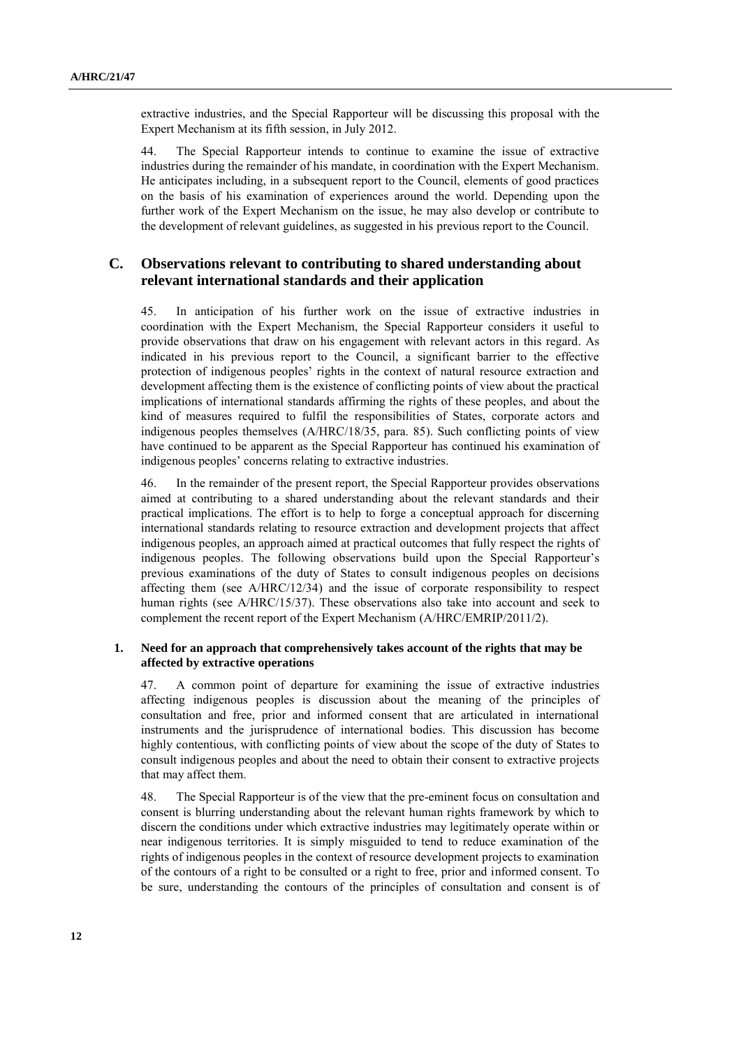extractive industries, and the Special Rapporteur will be discussing this proposal with the Expert Mechanism at its fifth session, in July 2012.

44. The Special Rapporteur intends to continue to examine the issue of extractive industries during the remainder of his mandate, in coordination with the Expert Mechanism. He anticipates including, in a subsequent report to the Council, elements of good practices on the basis of his examination of experiences around the world. Depending upon the further work of the Expert Mechanism on the issue, he may also develop or contribute to the development of relevant guidelines, as suggested in his previous report to the Council.

## C. Observations relevant to contributing to shared understanding about relevant international standards and their application

45. In anticipation of his further work on the issue of extractive industries in coordination with the Expert Mechanism, the Special Rapporteur considers it useful to provide observations that draw on his engagement with relevant actors in this regard. As indicated in his previous report to the Council, a significant barrier to the effective protection of indigenous peoples' rights in the context of natural resource extraction and development affecting them is the existence of conflicting points of view about the practical implications of international standards affirming the rights of these peoples, and about the kind of measures required to fulfil the responsibilities of States, corporate actors and indigenous peoples themselves (A/HRC/18/35, para. 85). Such conflicting points of view have continued to be apparent as the Special Rapporteur has continued his examination of indigenous peoples' concerns relating to extractive industries.

46. In the remainder of the present report, the Special Rapporteur provides observations aimed at contributing to a shared understanding about the relevant standards and their practical implications. The effort is to help to forge a conceptual approach for discerning international standards relating to resource extraction and development projects that affect indigenous peoples, an approach aimed at practical outcomes that fully respect the rights of indigenous peoples. The following observations build upon the Special Rapporteur's previous examinations of the duty of States to consult indigenous peoples on decisions affecting them (see A/HRC/12/34) and the issue of corporate responsibility to respect human rights (see A/HRC/15/37). These observations also take into account and seek to complement the recent report of the Expert Mechanism (A/HRC/EMRIP/2011/2).

### 1. Need for an approach that comprehensively takes account of the rights that may be affected by extractive operations

47. A common point of departure for examining the issue of extractive industries affecting indigenous peoples is discussion about the meaning of the principles of consultation and free, prior and informed consent that are articulated in international instruments and the jurisprudence of international bodies. This discussion has become highly contentious, with conflicting points of view about the scope of the duty of States to consult indigenous peoples and about the need to obtain their consent to extractive projects that may affect them.

48. The Special Rapporteur is of the view that the pre-eminent focus on consultation and consent is blurring understanding about the relevant human rights framework by which to discern the conditions under which extractive industries may legitimately operate within or near indigenous territories. It is simply misguided to tend to reduce examination of the rights of indigenous peoples in the context of resource development projects to examination of the contours of a right to be consulted or a right to free, prior and informed consent. To be sure, understanding the contours of the principles of consultation and consent is of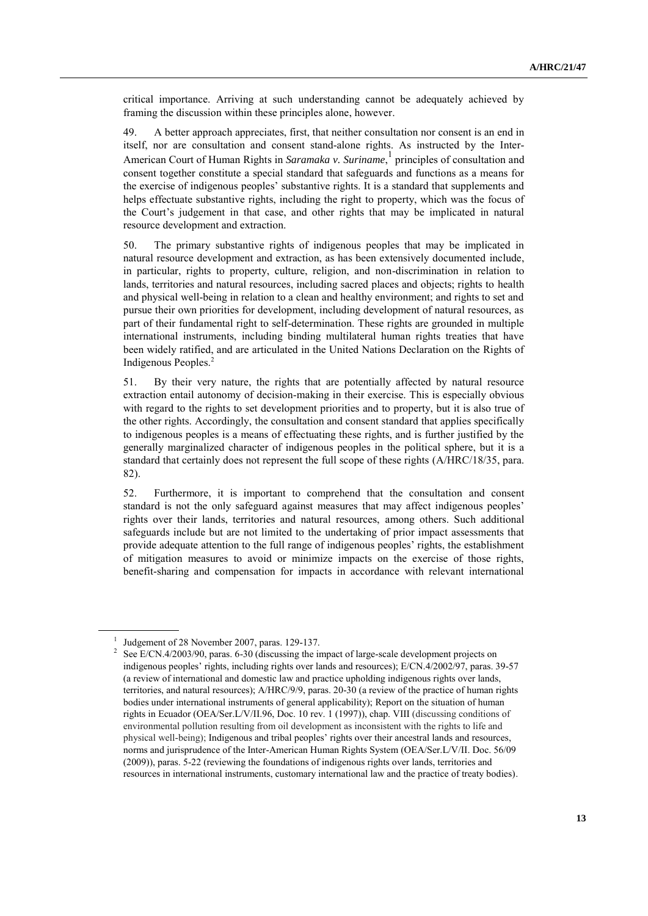critical importance. Arriving at such understanding cannot be adequately achieved by framing the discussion within these principles alone, however.

49. A better approach appreciates, first, that neither consultation nor consent is an end in itself, nor are consultation and consent stand-alone rights. As instructed by the Inter-American Court of Human Rights in *Saramaka v. Suriname*,[1] principles of consultation and consent together constitute a special standard that safeguards and functions as a means for the exercise of indigenous peoples' substantive rights. It is a standard that supplements and helps effectuate substantive rights, including the right to property, which was the focus of the Court's judgement in that case, and other rights that may be implicated in natural resource development and extraction.

50. The primary substantive rights of indigenous peoples that may be implicated in natural resource development and extraction, as has been extensively documented include, in particular, rights to property, culture, religion, and non-discrimination in relation to lands, territories and natural resources, including sacred places and objects; rights to health and physical well-being in relation to a clean and healthy environment; and rights to set and pursue their own priorities for development, including development of natural resources, as part of their fundamental right to self-determination. These rights are grounded in multiple international instruments, including binding multilateral human rights treaties that have been widely ratified, and are articulated in the United Nations Declaration on the Rights of Indigenous Peoples.[2]

51. By their very nature, the rights that are potentially affected by natural resource extraction entail autonomy of decision-making in their exercise. This is especially obvious with regard to the rights to set development priorities and to property, but it is also true of the other rights. Accordingly, the consultation and consent standard that applies specifically to indigenous peoples is a means of effectuating these rights, and is further justified by the generally marginalized character of indigenous peoples in the political sphere, but it is a standard that certainly does not represent the full scope of these rights (A/HRC/18/35, para. 82).

52. Furthermore, it is important to comprehend that the consultation and consent standard is not the only safeguard against measures that may affect indigenous peoples' rights over their lands, territories and natural resources, among others. Such additional safeguards include but are not limited to the undertaking of prior impact assessments that provide adequate attention to the full range of indigenous peoples' rights, the establishment of mitigation measures to avoid or minimize impacts on the exercise of those rights, benefit-sharing and compensation for impacts in accordance with relevant international

---

[1] Judgement of 28 November 2007, paras. 129-137.

[2] See E/CN.4/2003/90, paras. 6-30 (discussing the impact of large-scale development projects on indigenous peoples' rights, including rights over lands and resources); E/CN.4/2002/97, paras. 39-57 (a review of international and domestic law and practice upholding indigenous rights over lands, territories, and natural resources); A/HRC/9/9, paras. 20-30 (a review of the practice of human rights bodies under international instruments of general applicability); Report on the situation of human rights in Ecuador (OEA/Ser.L/V/II.96, Doc. 10 rev. 1 (1997)), chap. VIII (discussing conditions of environmental pollution resulting from oil development as inconsistent with the rights to life and physical well-being); Indigenous and tribal peoples' rights over their ancestral lands and resources, norms and jurisprudence of the Inter-American Human Rights System (OEA/Ser.L/V/II. Doc. 56/09 (2009)), paras. 5-22 (reviewing the foundations of indigenous rights over lands, territories and resources in international instruments, customary international law and the practice of treaty bodies).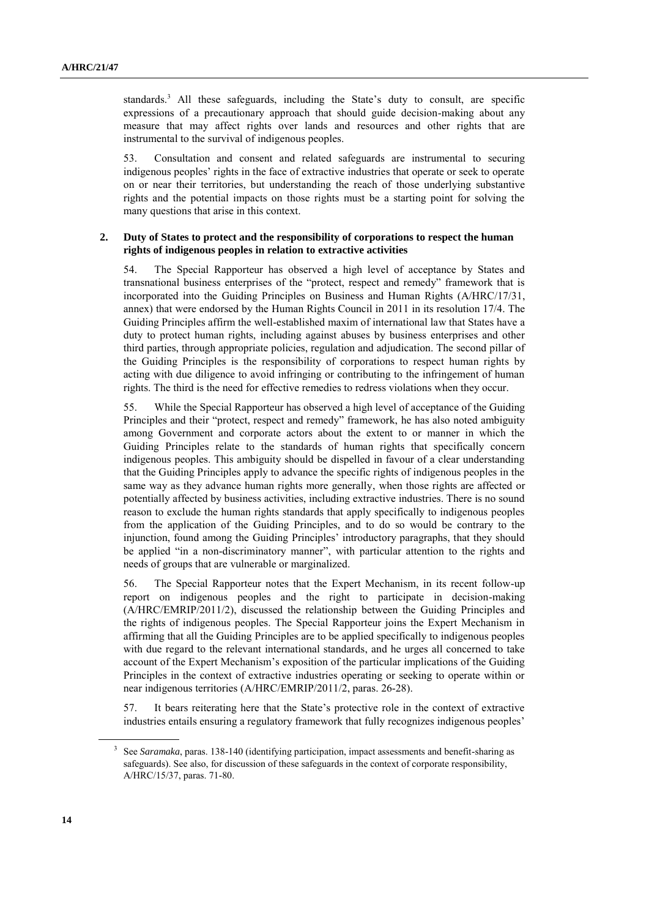standards.[3] All these safeguards, including the State's duty to consult, are specific expressions of a precautionary approach that should guide decision-making about any measure that may affect rights over lands and resources and other rights that are instrumental to the survival of indigenous peoples.

53. Consultation and consent and related safeguards are instrumental to securing indigenous peoples' rights in the face of extractive industries that operate or seek to operate on or near their territories, but understanding the reach of those underlying substantive rights and the potential impacts on those rights must be a starting point for solving the many questions that arise in this context.

### 2. Duty of States to protect and the responsibility of corporations to respect the human rights of indigenous peoples in relation to extractive activities

54. The Special Rapporteur has observed a high level of acceptance by States and transnational business enterprises of the "protect, respect and remedy" framework that is incorporated into the Guiding Principles on Business and Human Rights (A/HRC/17/31, annex) that were endorsed by the Human Rights Council in 2011 in its resolution 17/4. The Guiding Principles affirm the well-established maxim of international law that States have a duty to protect human rights, including against abuses by business enterprises and other third parties, through appropriate policies, regulation and adjudication. The second pillar of the Guiding Principles is the responsibility of corporations to respect human rights by acting with due diligence to avoid infringing or contributing to the infringement of human rights. The third is the need for effective remedies to redress violations when they occur.

55. While the Special Rapporteur has observed a high level of acceptance of the Guiding Principles and their "protect, respect and remedy" framework, he has also noted ambiguity among Government and corporate actors about the extent to or manner in which the Guiding Principles relate to the standards of human rights that specifically concern indigenous peoples. This ambiguity should be dispelled in favour of a clear understanding that the Guiding Principles apply to advance the specific rights of indigenous peoples in the same way as they advance human rights more generally, when those rights are affected or potentially affected by business activities, including extractive industries. There is no sound reason to exclude the human rights standards that apply specifically to indigenous peoples from the application of the Guiding Principles, and to do so would be contrary to the injunction, found among the Guiding Principles' introductory paragraphs, that they should be applied "in a non-discriminatory manner", with particular attention to the rights and needs of groups that are vulnerable or marginalized.

56. The Special Rapporteur notes that the Expert Mechanism, in its recent follow-up report on indigenous peoples and the right to participate in decision-making (A/HRC/EMRIP/2011/2), discussed the relationship between the Guiding Principles and the rights of indigenous peoples. The Special Rapporteur joins the Expert Mechanism in affirming that all the Guiding Principles are to be applied specifically to indigenous peoples with due regard to the relevant international standards, and he urges all concerned to take account of the Expert Mechanism's exposition of the particular implications of the Guiding Principles in the context of extractive industries operating or seeking to operate within or near indigenous territories (A/HRC/EMRIP/2011/2, paras. 26-28).

57. It bears reiterating here that the State's protective role in the context of extractive industries entails ensuring a regulatory framework that fully recognizes indigenous peoples'

---

[3] See *Saramaka*, paras. 138-140 (identifying participation, impact assessments and benefit-sharing as safeguards). See also, for discussion of these safeguards in the context of corporate responsibility, A/HRC/15/37, paras. 71-80.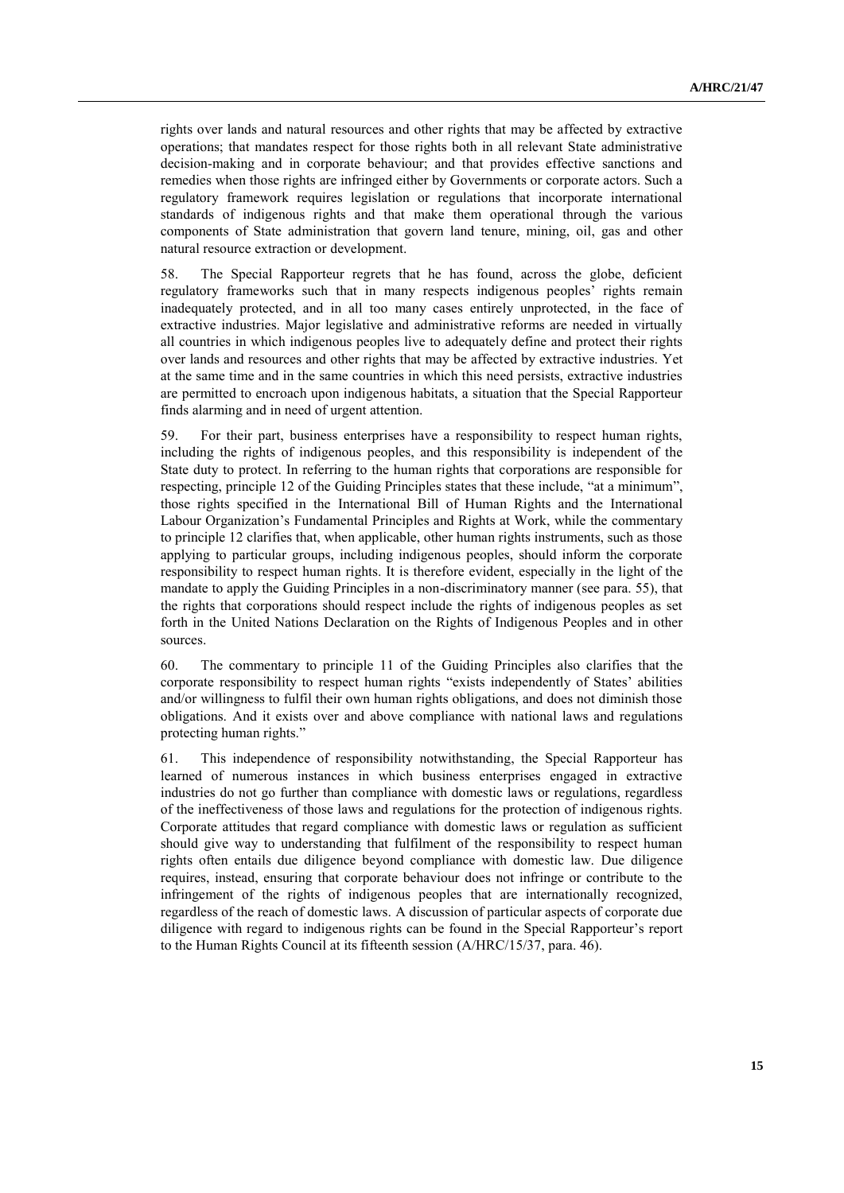rights over lands and natural resources and other rights that may be affected by extractive operations; that mandates respect for those rights both in all relevant State administrative decision-making and in corporate behaviour; and that provides effective sanctions and remedies when those rights are infringed either by Governments or corporate actors. Such a regulatory framework requires legislation or regulations that incorporate international standards of indigenous rights and that make them operational through the various components of State administration that govern land tenure, mining, oil, gas and other natural resource extraction or development.

58. The Special Rapporteur regrets that he has found, across the globe, deficient regulatory frameworks such that in many respects indigenous peoples' rights remain inadequately protected, and in all too many cases entirely unprotected, in the face of extractive industries. Major legislative and administrative reforms are needed in virtually all countries in which indigenous peoples live to adequately define and protect their rights over lands and resources and other rights that may be affected by extractive industries. Yet at the same time and in the same countries in which this need persists, extractive industries are permitted to encroach upon indigenous habitats, a situation that the Special Rapporteur finds alarming and in need of urgent attention.

59. For their part, business enterprises have a responsibility to respect human rights, including the rights of indigenous peoples, and this responsibility is independent of the State duty to protect. In referring to the human rights that corporations are responsible for respecting, principle 12 of the Guiding Principles states that these include, "at a minimum", those rights specified in the International Bill of Human Rights and the International Labour Organization's Fundamental Principles and Rights at Work, while the commentary to principle 12 clarifies that, when applicable, other human rights instruments, such as those applying to particular groups, including indigenous peoples, should inform the corporate responsibility to respect human rights. It is therefore evident, especially in the light of the mandate to apply the Guiding Principles in a non-discriminatory manner (see para. 55), that the rights that corporations should respect include the rights of indigenous peoples as set forth in the United Nations Declaration on the Rights of Indigenous Peoples and in other sources.

60. The commentary to principle 11 of the Guiding Principles also clarifies that the corporate responsibility to respect human rights "exists independently of States' abilities and/or willingness to fulfil their own human rights obligations, and does not diminish those obligations. And it exists over and above compliance with national laws and regulations protecting human rights."

61. This independence of responsibility notwithstanding, the Special Rapporteur has learned of numerous instances in which business enterprises engaged in extractive industries do not go further than compliance with domestic laws or regulations, regardless of the ineffectiveness of those laws and regulations for the protection of indigenous rights. Corporate attitudes that regard compliance with domestic laws or regulation as sufficient should give way to understanding that fulfilment of the responsibility to respect human rights often entails due diligence beyond compliance with domestic law. Due diligence requires, instead, ensuring that corporate behaviour does not infringe or contribute to the infringement of the rights of indigenous peoples that are internationally recognized, regardless of the reach of domestic laws. A discussion of particular aspects of corporate due diligence with regard to indigenous rights can be found in the Special Rapporteur's report to the Human Rights Council at its fifteenth session (A/HRC/15/37, para. 46).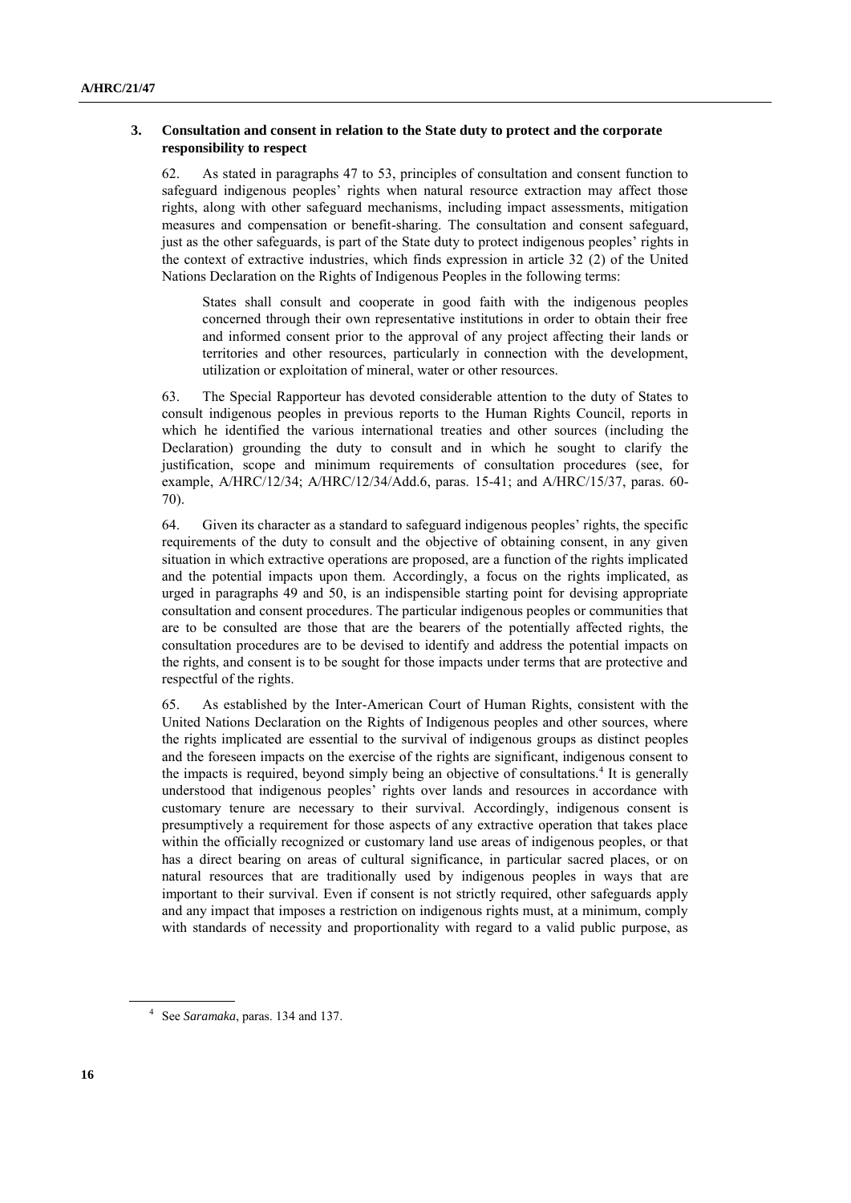### 3. Consultation and consent in relation to the State duty to protect and the corporate responsibility to respect

62. As stated in paragraphs 47 to 53, principles of consultation and consent function to safeguard indigenous peoples' rights when natural resource extraction may affect those rights, along with other safeguard mechanisms, including impact assessments, mitigation measures and compensation or benefit-sharing. The consultation and consent safeguard, just as the other safeguards, is part of the State duty to protect indigenous peoples' rights in the context of extractive industries, which finds expression in article 32 (2) of the United Nations Declaration on the Rights of Indigenous Peoples in the following terms:

> States shall consult and cooperate in good faith with the indigenous peoples concerned through their own representative institutions in order to obtain their free and informed consent prior to the approval of any project affecting their lands or territories and other resources, particularly in connection with the development, utilization or exploitation of mineral, water or other resources.

63. The Special Rapporteur has devoted considerable attention to the duty of States to consult indigenous peoples in previous reports to the Human Rights Council, reports in which he identified the various international treaties and other sources (including the Declaration) grounding the duty to consult and in which he sought to clarify the justification, scope and minimum requirements of consultation procedures (see, for example, A/HRC/12/34; A/HRC/12/34/Add.6, paras. 15-41; and A/HRC/15/37, paras. 60-70).

64. Given its character as a standard to safeguard indigenous peoples' rights, the specific requirements of the duty to consult and the objective of obtaining consent, in any given situation in which extractive operations are proposed, are a function of the rights implicated and the potential impacts upon them. Accordingly, a focus on the rights implicated, as urged in paragraphs 49 and 50, is an indispensible starting point for devising appropriate consultation and consent procedures. The particular indigenous peoples or communities that are to be consulted are those that are the bearers of the potentially affected rights, the consultation procedures are to be devised to identify and address the potential impacts on the rights, and consent is to be sought for those impacts under terms that are protective and respectful of the rights.

65. As established by the Inter-American Court of Human Rights, consistent with the United Nations Declaration on the Rights of Indigenous peoples and other sources, where the rights implicated are essential to the survival of indigenous groups as distinct peoples and the foreseen impacts on the exercise of the rights are significant, indigenous consent to the impacts is required, beyond simply being an objective of consultations.[4] It is generally understood that indigenous peoples' rights over lands and resources in accordance with customary tenure are necessary to their survival. Accordingly, indigenous consent is presumptively a requirement for those aspects of any extractive operation that takes place within the officially recognized or customary land use areas of indigenous peoples, or that has a direct bearing on areas of cultural significance, in particular sacred places, or on natural resources that are traditionally used by indigenous peoples in ways that are important to their survival. Even if consent is not strictly required, other safeguards apply and any impact that imposes a restriction on indigenous rights must, at a minimum, comply with standards of necessity and proportionality with regard to a valid public purpose, as

[4] See *Saramaka*, paras. 134 and 137.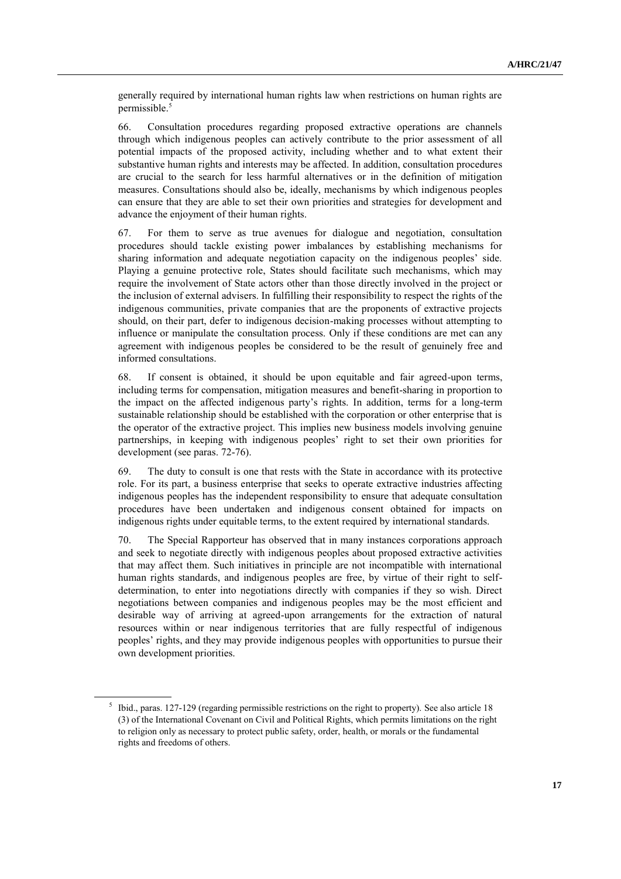generally required by international human rights law when restrictions on human rights are permissible.[5]

66. Consultation procedures regarding proposed extractive operations are channels through which indigenous peoples can actively contribute to the prior assessment of all potential impacts of the proposed activity, including whether and to what extent their substantive human rights and interests may be affected. In addition, consultation procedures are crucial to the search for less harmful alternatives or in the definition of mitigation measures. Consultations should also be, ideally, mechanisms by which indigenous peoples can ensure that they are able to set their own priorities and strategies for development and advance the enjoyment of their human rights.

67. For them to serve as true avenues for dialogue and negotiation, consultation procedures should tackle existing power imbalances by establishing mechanisms for sharing information and adequate negotiation capacity on the indigenous peoples' side. Playing a genuine protective role, States should facilitate such mechanisms, which may require the involvement of State actors other than those directly involved in the project or the inclusion of external advisers. In fulfilling their responsibility to respect the rights of the indigenous communities, private companies that are the proponents of extractive projects should, on their part, defer to indigenous decision-making processes without attempting to influence or manipulate the consultation process. Only if these conditions are met can any agreement with indigenous peoples be considered to be the result of genuinely free and informed consultations.

68. If consent is obtained, it should be upon equitable and fair agreed-upon terms, including terms for compensation, mitigation measures and benefit-sharing in proportion to the impact on the affected indigenous party's rights. In addition, terms for a long-term sustainable relationship should be established with the corporation or other enterprise that is the operator of the extractive project. This implies new business models involving genuine partnerships, in keeping with indigenous peoples' right to set their own priorities for development (see paras. 72-76).

69. The duty to consult is one that rests with the State in accordance with its protective role. For its part, a business enterprise that seeks to operate extractive industries affecting indigenous peoples has the independent responsibility to ensure that adequate consultation procedures have been undertaken and indigenous consent obtained for impacts on indigenous rights under equitable terms, to the extent required by international standards.

70. The Special Rapporteur has observed that in many instances corporations approach and seek to negotiate directly with indigenous peoples about proposed extractive activities that may affect them. Such initiatives in principle are not incompatible with international human rights standards, and indigenous peoples are free, by virtue of their right to self-determination, to enter into negotiations directly with companies if they so wish. Direct negotiations between companies and indigenous peoples may be the most efficient and desirable way of arriving at agreed-upon arrangements for the extraction of natural resources within or near indigenous territories that are fully respectful of indigenous peoples' rights, and they may provide indigenous peoples with opportunities to pursue their own development priorities.

---

[5] Ibid., paras. 127-129 (regarding permissible restrictions on the right to property). See also article 18 (3) of the International Covenant on Civil and Political Rights, which permits limitations on the right to religion only as necessary to protect public safety, order, health, or morals or the fundamental rights and freedoms of others.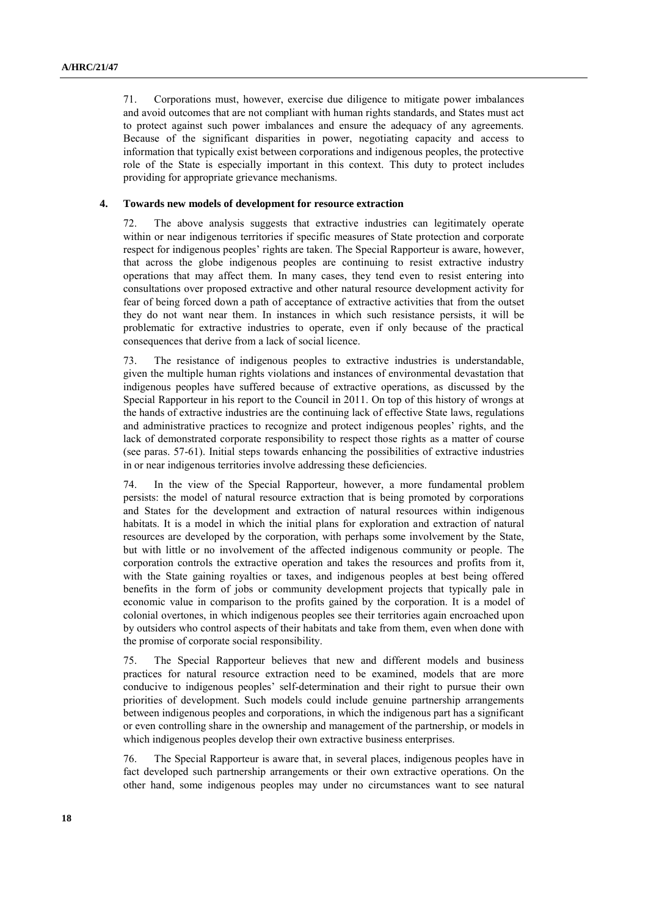71. Corporations must, however, exercise due diligence to mitigate power imbalances and avoid outcomes that are not compliant with human rights standards, and States must act to protect against such power imbalances and ensure the adequacy of any agreements. Because of the significant disparities in power, negotiating capacity and access to information that typically exist between corporations and indigenous peoples, the protective role of the State is especially important in this context. This duty to protect includes providing for appropriate grievance mechanisms.

### 4. Towards new models of development for resource extraction

72. The above analysis suggests that extractive industries can legitimately operate within or near indigenous territories if specific measures of State protection and corporate respect for indigenous peoples' rights are taken. The Special Rapporteur is aware, however, that across the globe indigenous peoples are continuing to resist extractive industry operations that may affect them. In many cases, they tend even to resist entering into consultations over proposed extractive and other natural resource development activity for fear of being forced down a path of acceptance of extractive activities that from the outset they do not want near them. In instances in which such resistance persists, it will be problematic for extractive industries to operate, even if only because of the practical consequences that derive from a lack of social licence.

73. The resistance of indigenous peoples to extractive industries is understandable, given the multiple human rights violations and instances of environmental devastation that indigenous peoples have suffered because of extractive operations, as discussed by the Special Rapporteur in his report to the Council in 2011. On top of this history of wrongs at the hands of extractive industries are the continuing lack of effective State laws, regulations and administrative practices to recognize and protect indigenous peoples' rights, and the lack of demonstrated corporate responsibility to respect those rights as a matter of course (see paras. 57-61). Initial steps towards enhancing the possibilities of extractive industries in or near indigenous territories involve addressing these deficiencies.

74. In the view of the Special Rapporteur, however, a more fundamental problem persists: the model of natural resource extraction that is being promoted by corporations and States for the development and extraction of natural resources within indigenous habitats. It is a model in which the initial plans for exploration and extraction of natural resources are developed by the corporation, with perhaps some involvement by the State, but with little or no involvement of the affected indigenous community or people. The corporation controls the extractive operation and takes the resources and profits from it, with the State gaining royalties or taxes, and indigenous peoples at best being offered benefits in the form of jobs or community development projects that typically pale in economic value in comparison to the profits gained by the corporation. It is a model of colonial overtones, in which indigenous peoples see their territories again encroached upon by outsiders who control aspects of their habitats and take from them, even when done with the promise of corporate social responsibility.

75. The Special Rapporteur believes that new and different models and business practices for natural resource extraction need to be examined, models that are more conducive to indigenous peoples' self-determination and their right to pursue their own priorities of development. Such models could include genuine partnership arrangements between indigenous peoples and corporations, in which the indigenous part has a significant or even controlling share in the ownership and management of the partnership, or models in which indigenous peoples develop their own extractive business enterprises.

76. The Special Rapporteur is aware that, in several places, indigenous peoples have in fact developed such partnership arrangements or their own extractive operations. On the other hand, some indigenous peoples may under no circumstances want to see natural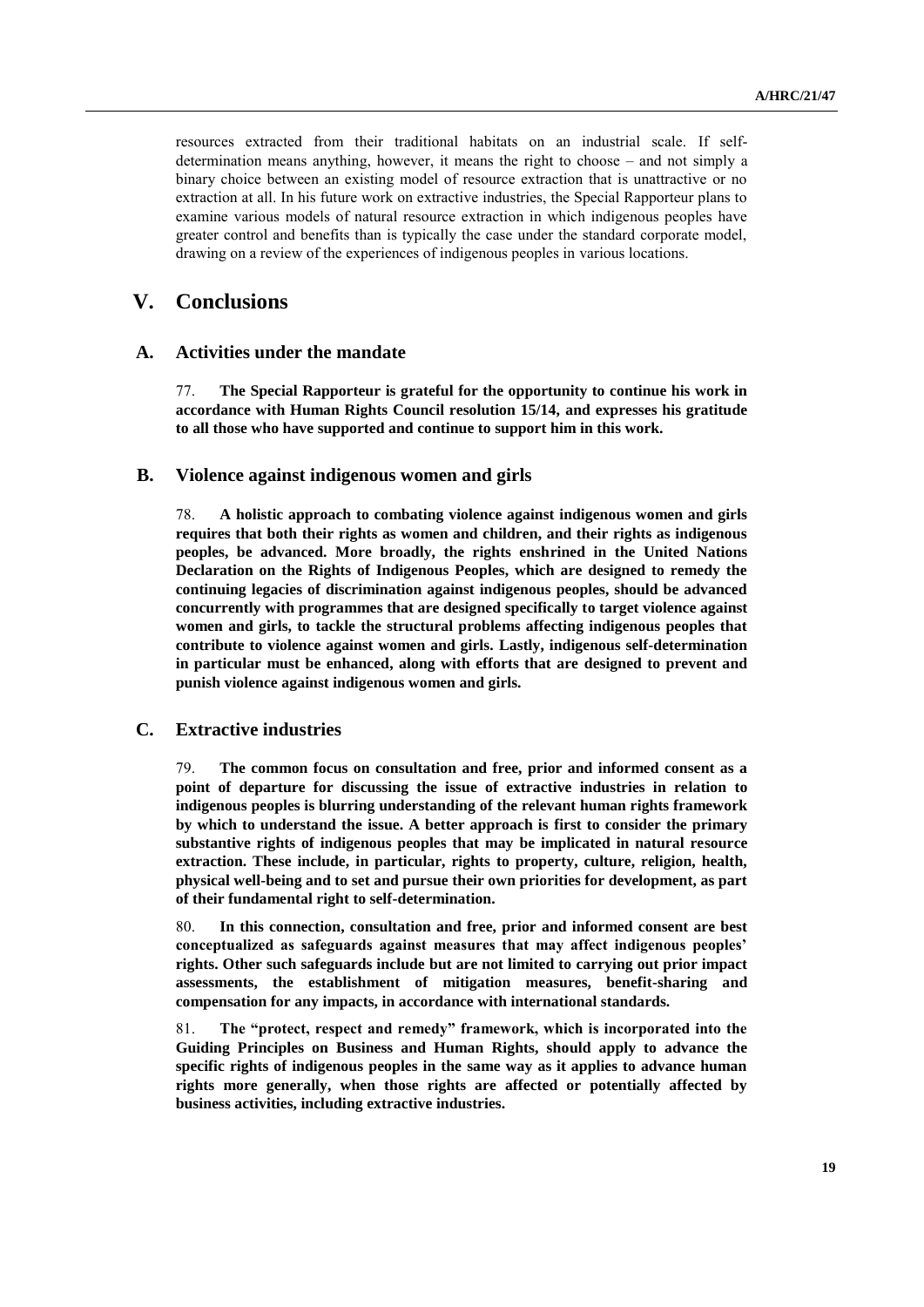resources extracted from their traditional habitats on an industrial scale. If self-determination means anything, however, it means the right to choose – and not simply a binary choice between an existing model of resource extraction that is unattractive or no extraction at all. In his future work on extractive industries, the Special Rapporteur plans to examine various models of natural resource extraction in which indigenous peoples have greater control and benefits than is typically the case under the standard corporate model, drawing on a review of the experiences of indigenous peoples in various locations.

# V. Conclusions

## A. Activities under the mandate

77. **The Special Rapporteur is grateful for the opportunity to continue his work in accordance with Human Rights Council resolution 15/14, and expresses his gratitude to all those who have supported and continue to support him in this work.**

## B. Violence against indigenous women and girls

78. **A holistic approach to combating violence against indigenous women and girls requires that both their rights as women and children, and their rights as indigenous peoples, be advanced. More broadly, the rights enshrined in the United Nations Declaration on the Rights of Indigenous Peoples, which are designed to remedy the continuing legacies of discrimination against indigenous peoples, should be advanced concurrently with programmes that are designed specifically to target violence against women and girls, to tackle the structural problems affecting indigenous peoples that contribute to violence against women and girls. Lastly, indigenous self-determination in particular must be enhanced, along with efforts that are designed to prevent and punish violence against indigenous women and girls.**

## C. Extractive industries

79. **The common focus on consultation and free, prior and informed consent as a point of departure for discussing the issue of extractive industries in relation to indigenous peoples is blurring understanding of the relevant human rights framework by which to understand the issue. A better approach is first to consider the primary substantive rights of indigenous peoples that may be implicated in natural resource extraction. These include, in particular, rights to property, culture, religion, health, physical well-being and to set and pursue their own priorities for development, as part of their fundamental right to self-determination.**

80. **In this connection, consultation and free, prior and informed consent are best conceptualized as safeguards against measures that may affect indigenous peoples' rights. Other such safeguards include but are not limited to carrying out prior impact assessments, the establishment of mitigation measures, benefit-sharing and compensation for any impacts, in accordance with international standards.**

81. **The "protect, respect and remedy" framework, which is incorporated into the Guiding Principles on Business and Human Rights, should apply to advance the specific rights of indigenous peoples in the same way as it applies to advance human rights more generally, when those rights are affected or potentially affected by business activities, including extractive industries.**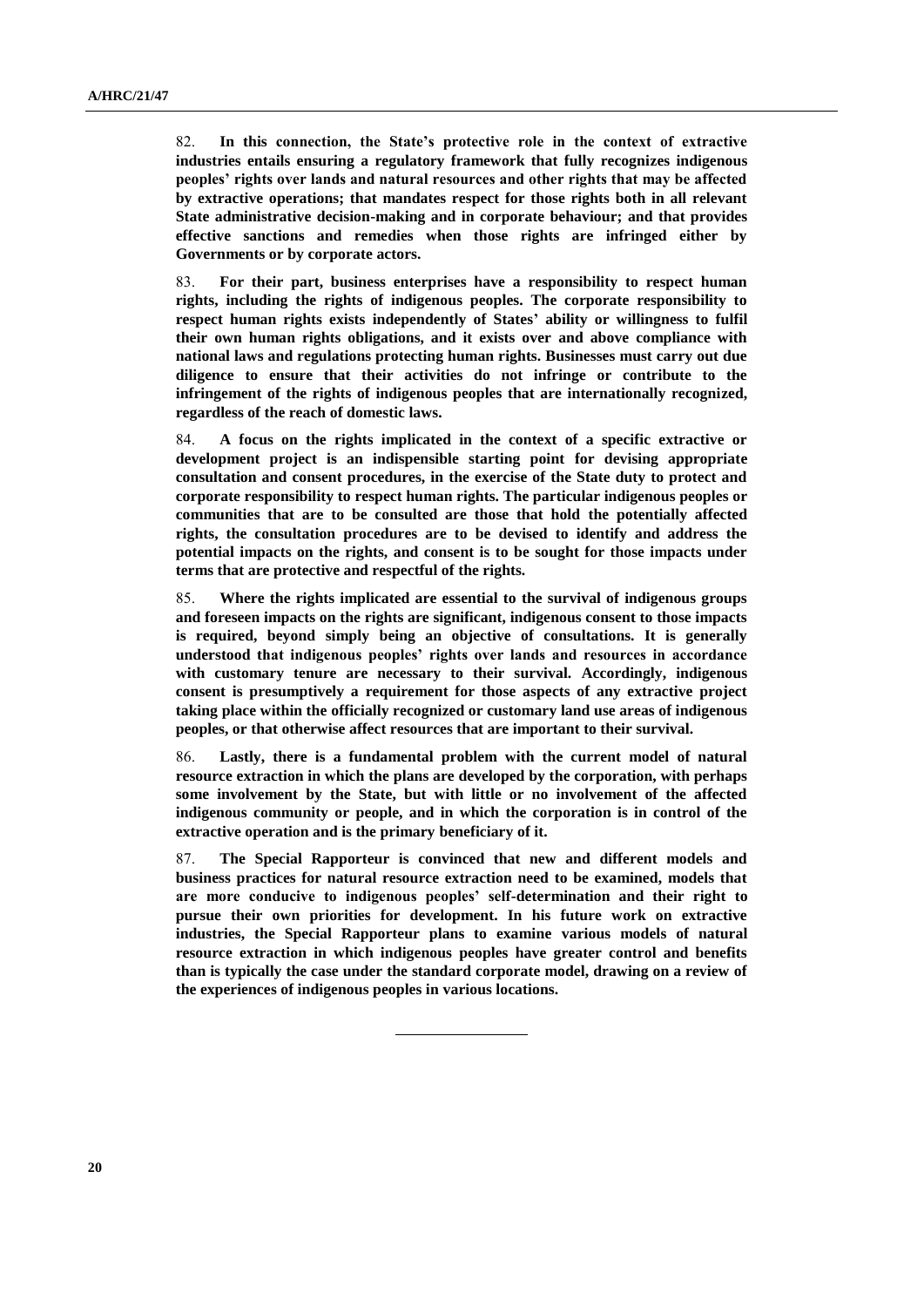82. **In this connection, the State's protective role in the context of extractive industries entails ensuring a regulatory framework that fully recognizes indigenous peoples' rights over lands and natural resources and other rights that may be affected by extractive operations; that mandates respect for those rights both in all relevant State administrative decision-making and in corporate behaviour; and that provides effective sanctions and remedies when those rights are infringed either by Governments or by corporate actors.**

83. **For their part, business enterprises have a responsibility to respect human rights, including the rights of indigenous peoples. The corporate responsibility to respect human rights exists independently of States' ability or willingness to fulfil their own human rights obligations, and it exists over and above compliance with national laws and regulations protecting human rights. Businesses must carry out due diligence to ensure that their activities do not infringe or contribute to the infringement of the rights of indigenous peoples that are internationally recognized, regardless of the reach of domestic laws.**

84. **A focus on the rights implicated in the context of a specific extractive or development project is an indispensible starting point for devising appropriate consultation and consent procedures, in the exercise of the State duty to protect and corporate responsibility to respect human rights. The particular indigenous peoples or communities that are to be consulted are those that hold the potentially affected rights, the consultation procedures are to be devised to identify and address the potential impacts on the rights, and consent is to be sought for those impacts under terms that are protective and respectful of the rights.**

85. **Where the rights implicated are essential to the survival of indigenous groups and foreseen impacts on the rights are significant, indigenous consent to those impacts is required, beyond simply being an objective of consultations. It is generally understood that indigenous peoples' rights over lands and resources in accordance with customary tenure are necessary to their survival. Accordingly, indigenous consent is presumptively a requirement for those aspects of any extractive project taking place within the officially recognized or customary land use areas of indigenous peoples, or that otherwise affect resources that are important to their survival.**

86. **Lastly, there is a fundamental problem with the current model of natural resource extraction in which the plans are developed by the corporation, with perhaps some involvement by the State, but with little or no involvement of the affected indigenous community or people, and in which the corporation is in control of the extractive operation and is the primary beneficiary of it.**

87. **The Special Rapporteur is convinced that new and different models and business practices for natural resource extraction need to be examined, models that are more conducive to indigenous peoples' self-determination and their right to pursue their own priorities for development. In his future work on extractive industries, the Special Rapporteur plans to examine various models of natural resource extraction in which indigenous peoples have greater control and benefits than is typically the case under the standard corporate model, drawing on a review of the experiences of indigenous peoples in various locations.**